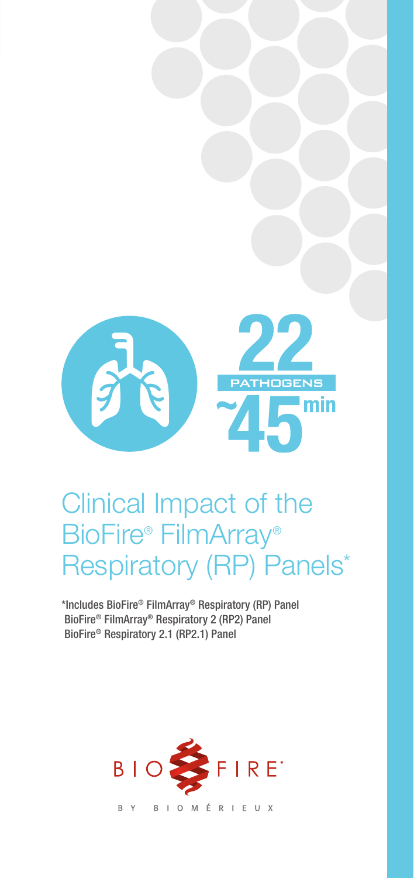22 PATHOGENS

~45 min

# Clinical Impact of the BioFire® FilmArray® Respiratory (RP) Panels*

*Includes BioFire® FilmArray® Respiratory (RP) Panel
BioFire® FilmArray® Respiratory 2 (RP2) Panel
BioFire® Respiratory 2.1 (RP2.1) Panel

BIOFIRE
BY BIOMÉRIEUX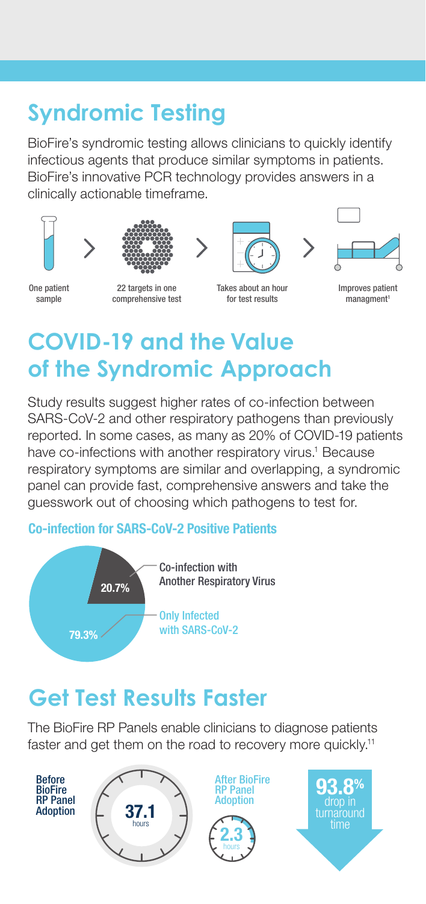## Syndromic Testing

BioFire's syndromic testing allows clinicians to quickly identify infectious agents that produce similar symptoms in patients. BioFire's innovative PCR technology provides answers in a clinically actionable timeframe.

One patient sample

22 targets in one comprehensive test

Takes about an hour for test results

Improves patient managment[1]

## COVID-19 and the Value of the Syndromic Approach

Study results suggest higher rates of co-infection between SARS-CoV-2 and other respiratory pathogens than previously reported. In some cases, as many as 20% of COVID-19 patients have co-infections with another respiratory virus.[1] Because respiratory symptoms are similar and overlapping, a syndromic panel can provide fast, comprehensive answers and take the guesswork out of choosing which pathogens to test for.

### Co-infection for SARS-CoV-2 Positive Patients

Co-infection with Another Respiratory Virus: 20.7%

Only Infected with SARS-CoV-2: 79.3%

## Get Test Results Faster

The BioFire RP Panels enable clinicians to diagnose patients faster and get them on the road to recovery more quickly.[11]

Before BioFire RP Panel Adoption: 37.1 hours

After BioFire RP Panel Adoption: 2.3 hours

93.8% drop in turnaround time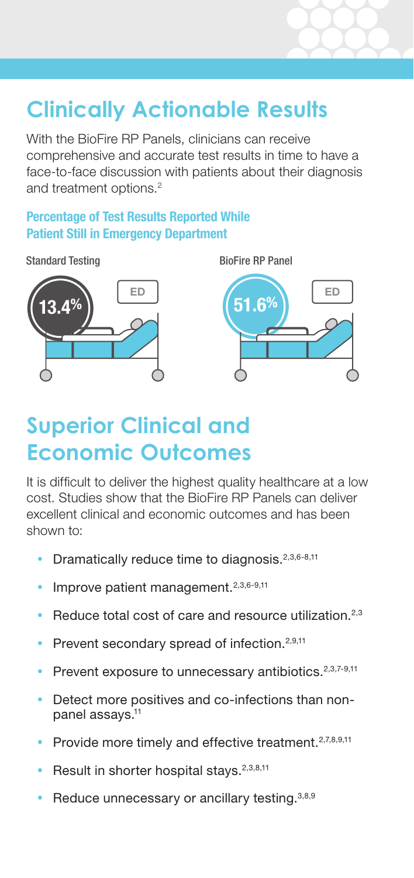# Clinically Actionable Results

With the BioFire RP Panels, clinicians can receive comprehensive and accurate test results in time to have a face-to-face discussion with patients about their diagnosis and treatment options.[2]

### Percentage of Test Results Reported While Patient Still in Emergency Department

Standard Testing

13.4%

ED

BioFire RP Panel

51.6%

ED

# Superior Clinical and Economic Outcomes

It is difficult to deliver the highest quality healthcare at a low cost. Studies show that the BioFire RP Panels can deliver excellent clinical and economic outcomes and has been shown to:

- Dramatically reduce time to diagnosis.[2,3,6-8,11]
- Improve patient management.[2,3,6-9,11]
- Reduce total cost of care and resource utilization.[2,3]
- Prevent secondary spread of infection.[2,9,11]
- Prevent exposure to unnecessary antibiotics.[2,3,7-9,11]
- Detect more positives and co-infections than non-panel assays.[11]
- Provide more timely and effective treatment.[2,7,8,9,11]
- Result in shorter hospital stays.[2,3,8,11]
- Reduce unnecessary or ancillary testing.[3,8,9]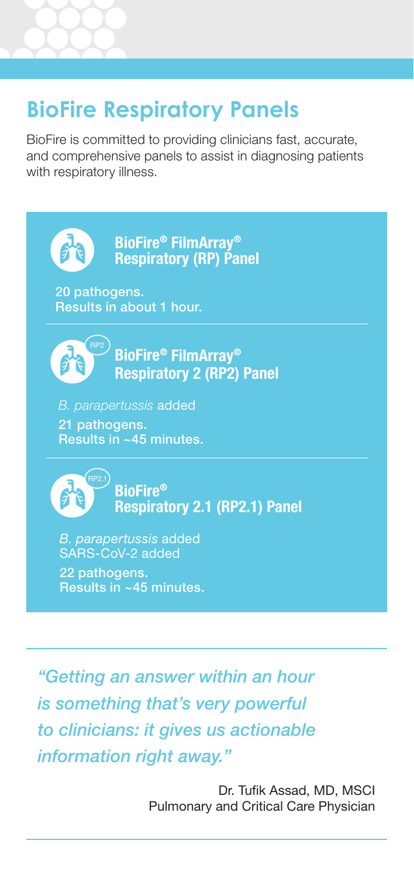# BioFire Respiratory Panels

BioFire is committed to providing clinicians fast, accurate, and comprehensive panels to assist in diagnosing patients with respiratory illness.

### BioFire® FilmArray® Respiratory (RP) Panel

20 pathogens.
Results in about 1 hour.

### BioFire® FilmArray® Respiratory 2 (RP2) Panel

*B. parapertussis* added

21 pathogens.
Results in ~45 minutes.

### BioFire® Respiratory 2.1 (RP2.1) Panel

*B. parapertussis* added
SARS-CoV-2 added

22 pathogens.
Results in ~45 minutes.

*"Getting an answer within an hour is something that's very powerful to clinicians: it gives us actionable information right away."*

Dr. Tufik Assad, MD, MSCI
Pulmonary and Critical Care Physician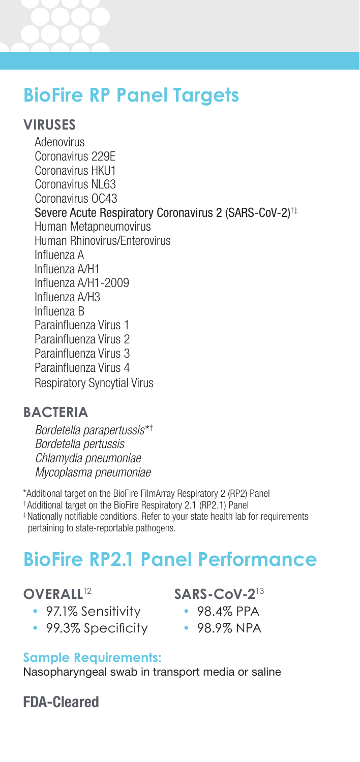# BioFire RP Panel Targets

## VIRUSES

- Adenovirus
- Coronavirus 229E
- Coronavirus HKU1
- Coronavirus NL63
- Coronavirus OC43
- Severe Acute Respiratory Coronavirus 2 (SARS-CoV-2)[†‡]
- Human Metapneumovirus
- Human Rhinovirus/Enterovirus
- Influenza A
- Influenza A/H1
- Influenza A/H1-2009
- Influenza A/H3
- Influenza B
- Parainfluenza Virus 1
- Parainfluenza Virus 2
- Parainfluenza Virus 3
- Parainfluenza Virus 4
- Respiratory Syncytial Virus

## BACTERIA

- *Bordetella parapertussis*[*†]
- *Bordetella pertussis*
- *Chlamydia pneumoniae*
- *Mycoplasma pneumoniae*

*Additional target on the BioFire FilmArray Respiratory 2 (RP2) Panel
†Additional target on the BioFire Respiratory 2.1 (RP2.1) Panel
‡Nationally notifiable conditions. Refer to your state health lab for requirements pertaining to state-reportable pathogens.

# BioFire RP2.1 Panel Performance

## OVERALL[12]

- 97.1% Sensitivity
- 99.3% Specificity

## SARS-CoV-2[13]

- 98.4% PPA
- 98.9% NPA

### Sample Requirements:

Nasopharyngeal swab in transport media or saline

## FDA-Cleared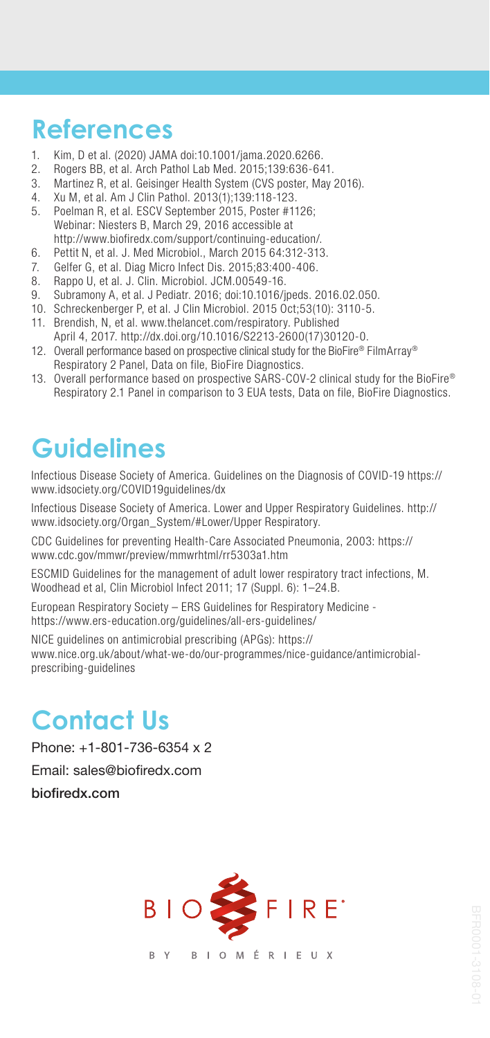## References

1. Kim, D et al. (2020) JAMA doi:10.1001/jama.2020.6266.
2. Rogers BB, et al. Arch Pathol Lab Med. 2015;139:636-641.
3. Martinez R, et al. Geisinger Health System (CVS poster, May 2016).
4. Xu M, et al. Am J Clin Pathol. 2013(1);139:118-123.
5. Poelman R, et al. ESCV September 2015, Poster #1126; Webinar: Niesters B, March 29, 2016 accessible at http://www.biofiredx.com/support/continuing-education/.
6. Pettit N, et al. J. Med Microbiol., March 2015 64:312-313.
7. Gelfer G, et al. Diag Micro Infect Dis. 2015;83:400-406.
8. Rappo U, et al. J. Clin. Microbiol. JCM.00549-16.
9. Subramony A, et al. J Pediatr. 2016; doi:10.1016/jpeds. 2016.02.050.
10. Schreckenberger P, et al. J Clin Microbiol. 2015 Oct;53(10): 3110-5.
11. Brendish, N, et al. www.thelancet.com/respiratory. Published April 4, 2017. http://dx.doi.org/10.1016/S2213-2600(17)30120-0.
12. Overall performance based on prospective clinical study for the BioFire® FilmArray® Respiratory 2 Panel, Data on file, BioFire Diagnostics.
13. Overall performance based on prospective SARS-COV-2 clinical study for the BioFire® Respiratory 2.1 Panel in comparison to 3 EUA tests, Data on file, BioFire Diagnostics.

## Guidelines

Infectious Disease Society of America. Guidelines on the Diagnosis of COVID-19 https://www.idsociety.org/COVID19guidelines/dx

Infectious Disease Society of America. Lower and Upper Respiratory Guidelines. http://www.idsociety.org/Organ_System/#Lower/Upper Respiratory.

CDC Guidelines for preventing Health-Care Associated Pneumonia, 2003: https://www.cdc.gov/mmwr/preview/mmwrhtml/rr5303a1.htm

ESCMID Guidelines for the management of adult lower respiratory tract infections, M. Woodhead et al, Clin Microbiol Infect 2011; 17 (Suppl. 6): 1–24.B.

European Respiratory Society – ERS Guidelines for Respiratory Medicine - https://www.ers-education.org/guidelines/all-ers-guidelines/

NICE guidelines on antimicrobial prescribing (APGs): https://www.nice.org.uk/about/what-we-do/our-programmes/nice-guidance/antimicrobial-prescribing-guidelines

## Contact Us

Phone: +1-801-736-6354 x 2

Email: sales@biofiredx.com

**biofiredx.com**

BIOFIRE BY BIOMÉRIEUX

BFR0001-3108-01